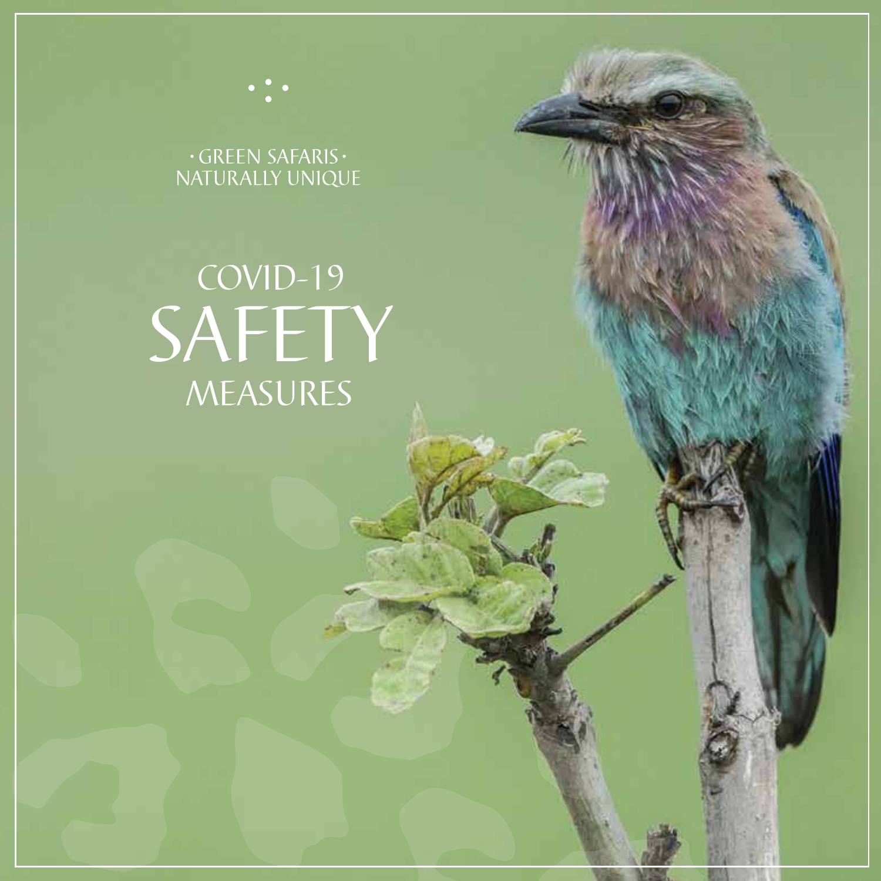· GREEN SAFARIS ·
NATURALLY UNIQUE

# COVID-19 SAFETY MEASURES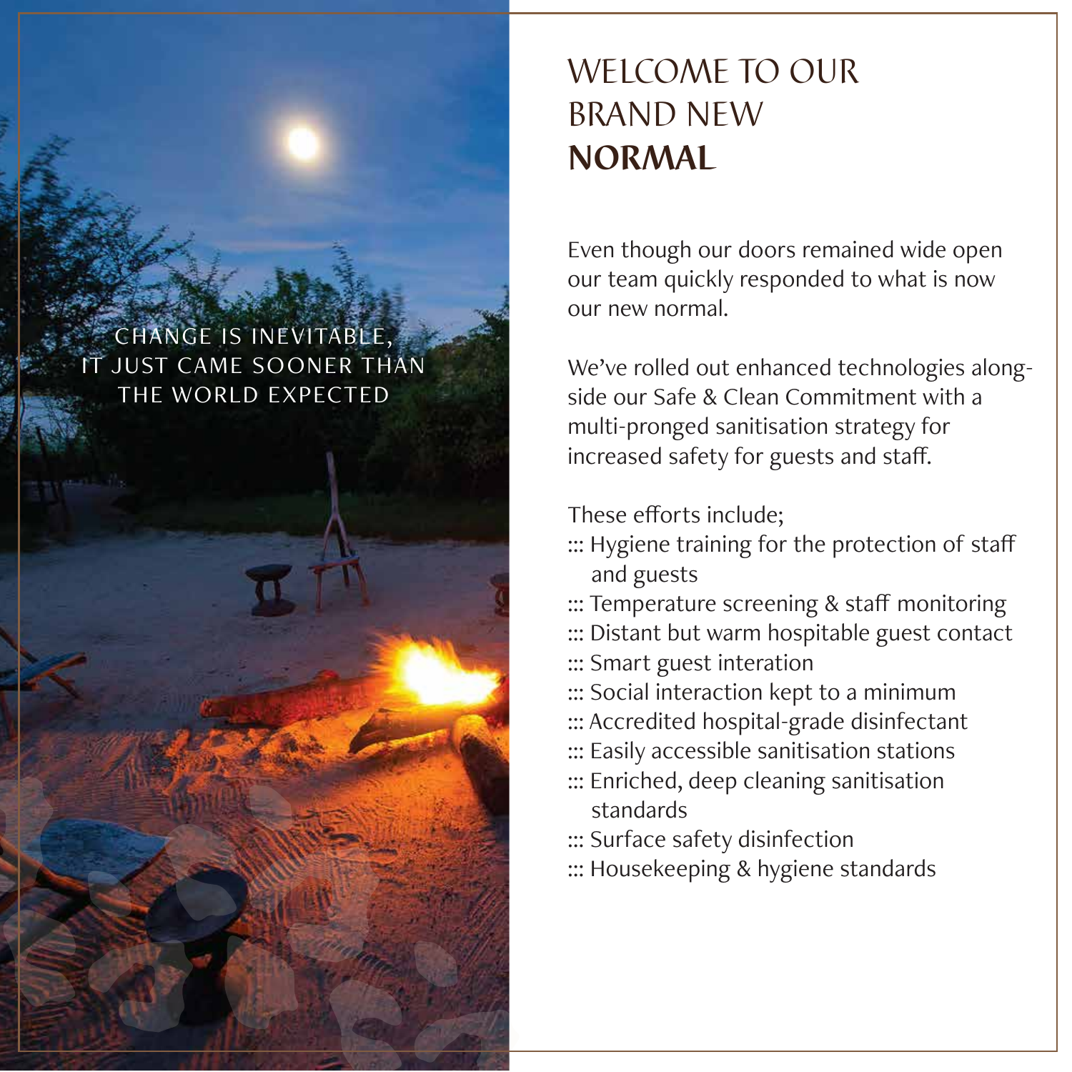CHANGE IS INEVITABLE, IT JUST CAME SOONER THAN THE WORLD EXPECTED

# WELCOME TO OUR BRAND NEW **NORMAL**

Even though our doors remained wide open our team quickly responded to what is now our new normal.

We've rolled out enhanced technologies alongside our Safe & Clean Commitment with a multi-pronged sanitisation strategy for increased safety for guests and staff.

These efforts include;

::: Hygiene training for the protection of staff and guests
::: Temperature screening & staff monitoring
::: Distant but warm hospitable guest contact
::: Smart guest interation
::: Social interaction kept to a minimum
::: Accredited hospital-grade disinfectant
::: Easily accessible sanitisation stations
::: Enriched, deep cleaning sanitisation standards
::: Surface safety disinfection
::: Housekeeping & hygiene standards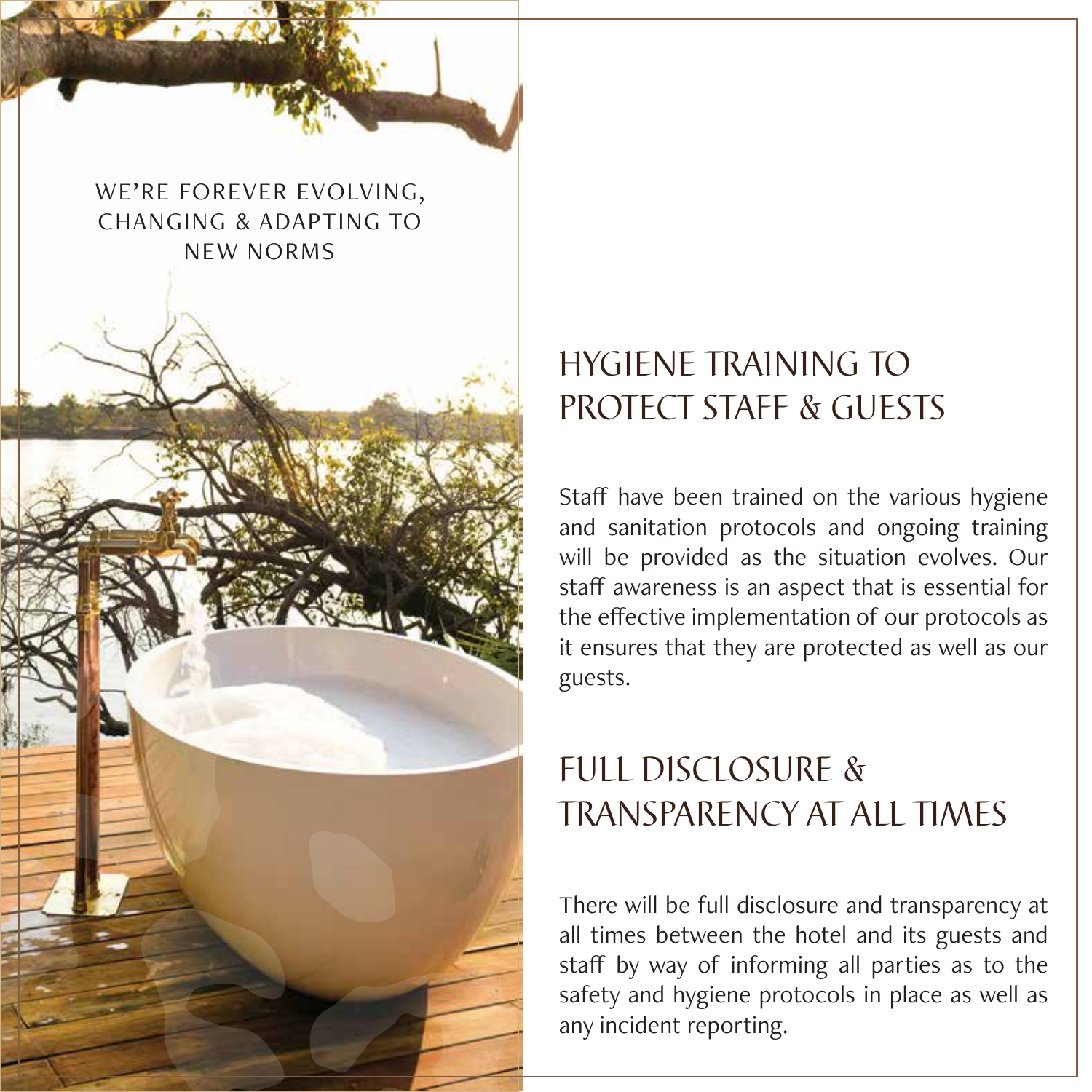WE'RE FOREVER EVOLVING, CHANGING & ADAPTING TO NEW NORMS

## HYGIENE TRAINING TO PROTECT STAFF & GUESTS

Staff have been trained on the various hygiene and sanitation protocols and ongoing training will be provided as the situation evolves. Our staff awareness is an aspect that is essential for the effective implementation of our protocols as it ensures that they are protected as well as our guests.

## FULL DISCLOSURE & TRANSPARENCY AT ALL TIMES

There will be full disclosure and transparency at all times between the hotel and its guests and staff by way of informing all parties as to the safety and hygiene protocols in place as well as any incident reporting.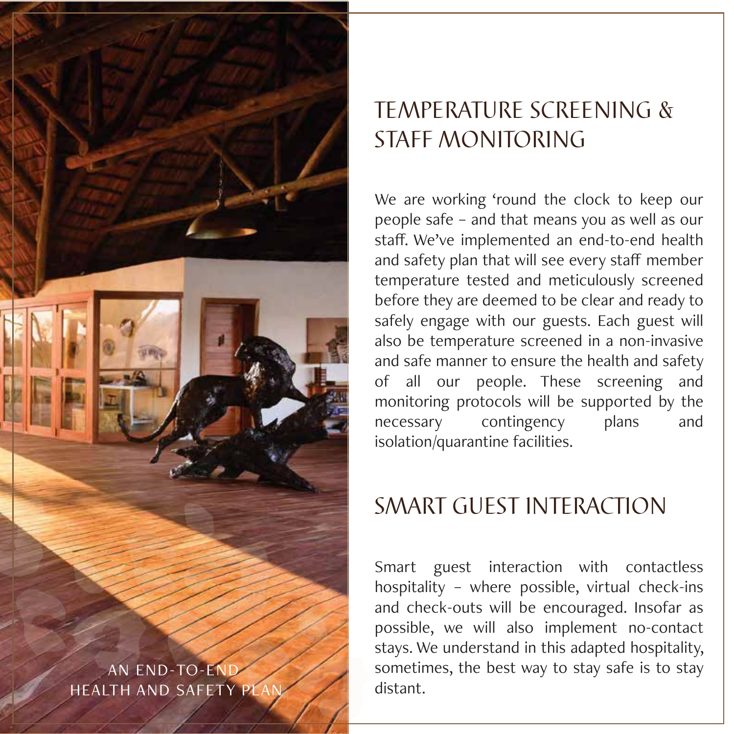AN END-TO-END HEALTH AND SAFETY PLAN

## TEMPERATURE SCREENING & STAFF MONITORING

We are working 'round the clock to keep our people safe – and that means you as well as our staff. We've implemented an end-to-end health and safety plan that will see every staff member temperature tested and meticulously screened before they are deemed to be clear and ready to safely engage with our guests. Each guest will also be temperature screened in a non-invasive and safe manner to ensure the health and safety of all our people. These screening and monitoring protocols will be supported by the necessary contingency plans and isolation/quarantine facilities.

## SMART GUEST INTERACTION

Smart guest interaction with contactless hospitality – where possible, virtual check-ins and check-outs will be encouraged. Insofar as possible, we will also implement no-contact stays. We understand in this adapted hospitality, sometimes, the best way to stay safe is to stay distant.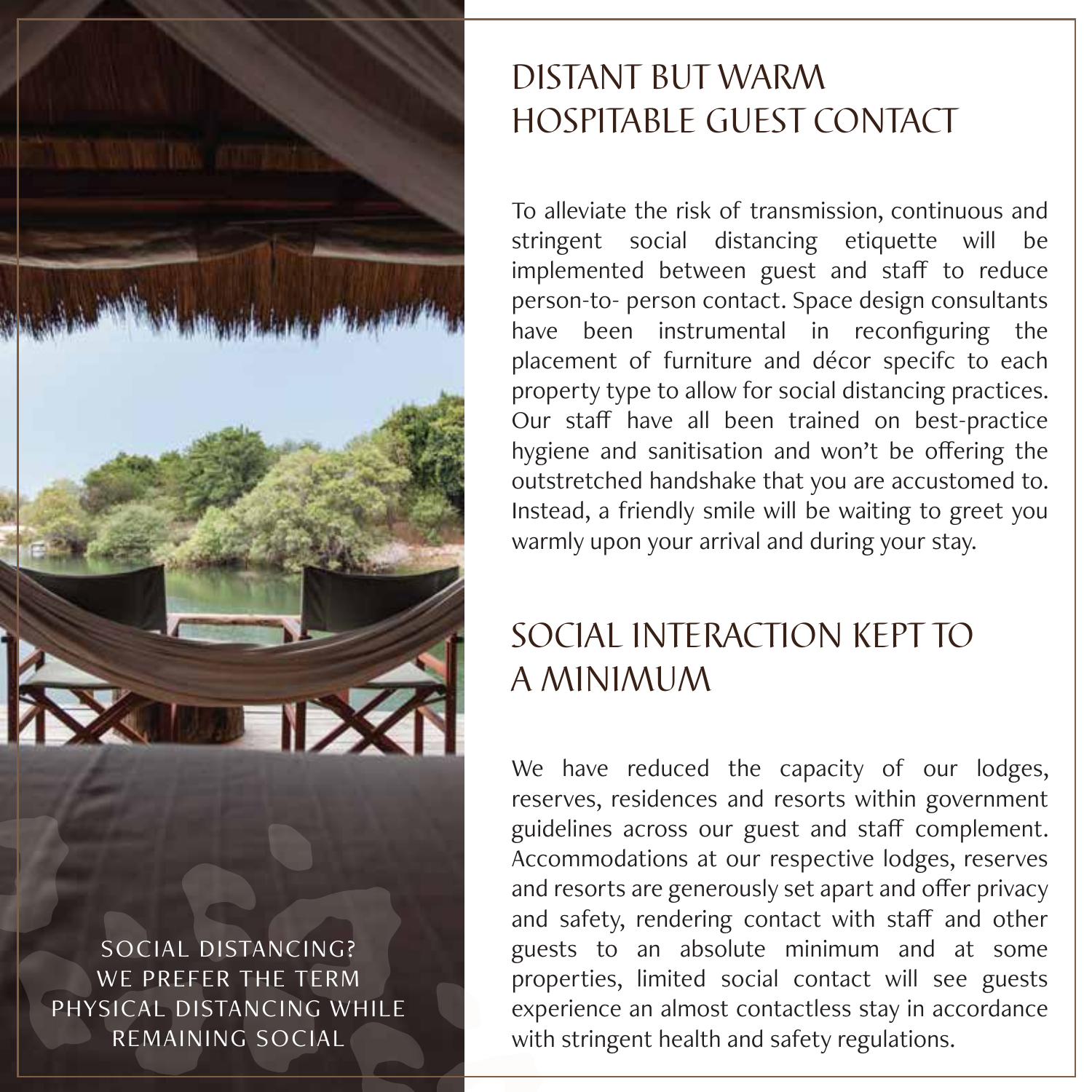SOCIAL DISTANCING?
WE PREFER THE TERM
PHYSICAL DISTANCING WHILE
REMAINING SOCIAL

## DISTANT BUT WARM HOSPITABLE GUEST CONTACT

To alleviate the risk of transmission, continuous and stringent social distancing etiquette will be implemented between guest and staff to reduce person-to- person contact. Space design consultants have been instrumental in reconfiguring the placement of furniture and décor specifc to each property type to allow for social distancing practices. Our staff have all been trained on best-practice hygiene and sanitisation and won't be offering the outstretched handshake that you are accustomed to. Instead, a friendly smile will be waiting to greet you warmly upon your arrival and during your stay.

## SOCIAL INTERACTION KEPT TO A MINIMUM

We have reduced the capacity of our lodges, reserves, residences and resorts within government guidelines across our guest and staff complement. Accommodations at our respective lodges, reserves and resorts are generously set apart and offer privacy and safety, rendering contact with staff and other guests to an absolute minimum and at some properties, limited social contact will see guests experience an almost contactless stay in accordance with stringent health and safety regulations.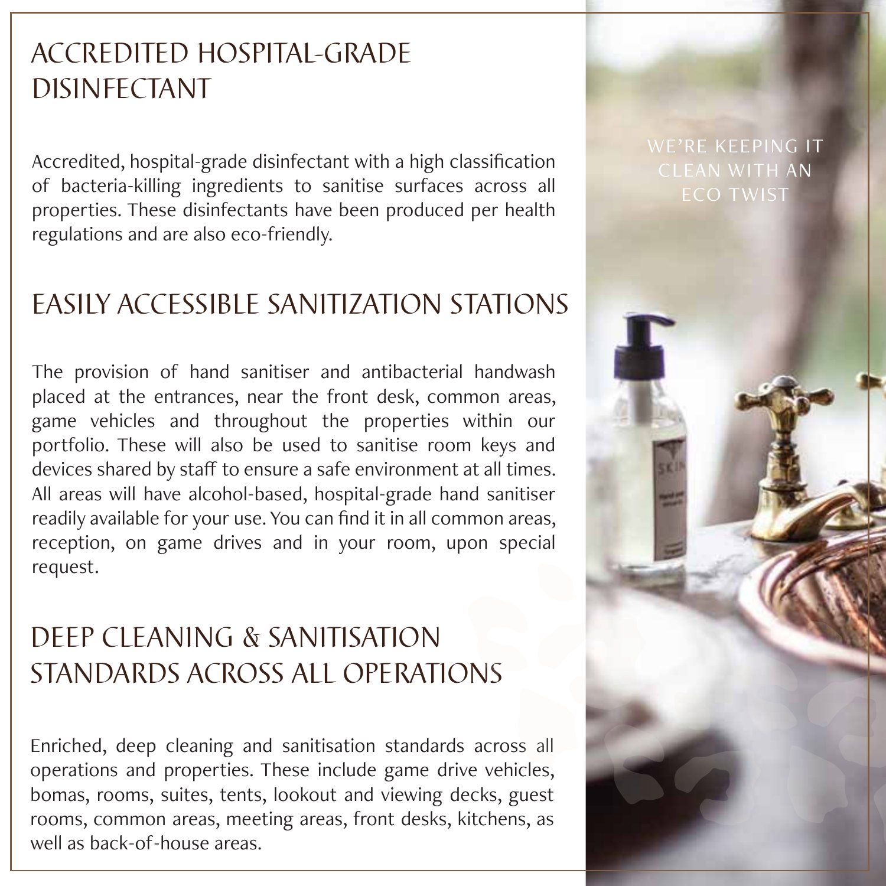## ACCREDITED HOSPITAL-GRADE DISINFECTANT

Accredited, hospital-grade disinfectant with a high classification of bacteria-killing ingredients to sanitise surfaces across all properties. These disinfectants have been produced per health regulations and are also eco-friendly.

## EASILY ACCESSIBLE SANITIZATION STATIONS

The provision of hand sanitiser and antibacterial handwash placed at the entrances, near the front desk, common areas, game vehicles and throughout the properties within our portfolio. These will also be used to sanitise room keys and devices shared by staff to ensure a safe environment at all times. All areas will have alcohol-based, hospital-grade hand sanitiser readily available for your use. You can find it in all common areas, reception, on game drives and in your room, upon special request.

## DEEP CLEANING & SANITISATION STANDARDS ACROSS ALL OPERATIONS

Enriched, deep cleaning and sanitisation standards across all operations and properties. These include game drive vehicles, bomas, rooms, suites, tents, lookout and viewing decks, guest rooms, common areas, meeting areas, front desks, kitchens, as well as back-of-house areas.

WE'RE KEEPING IT CLEAN WITH AN ECO TWIST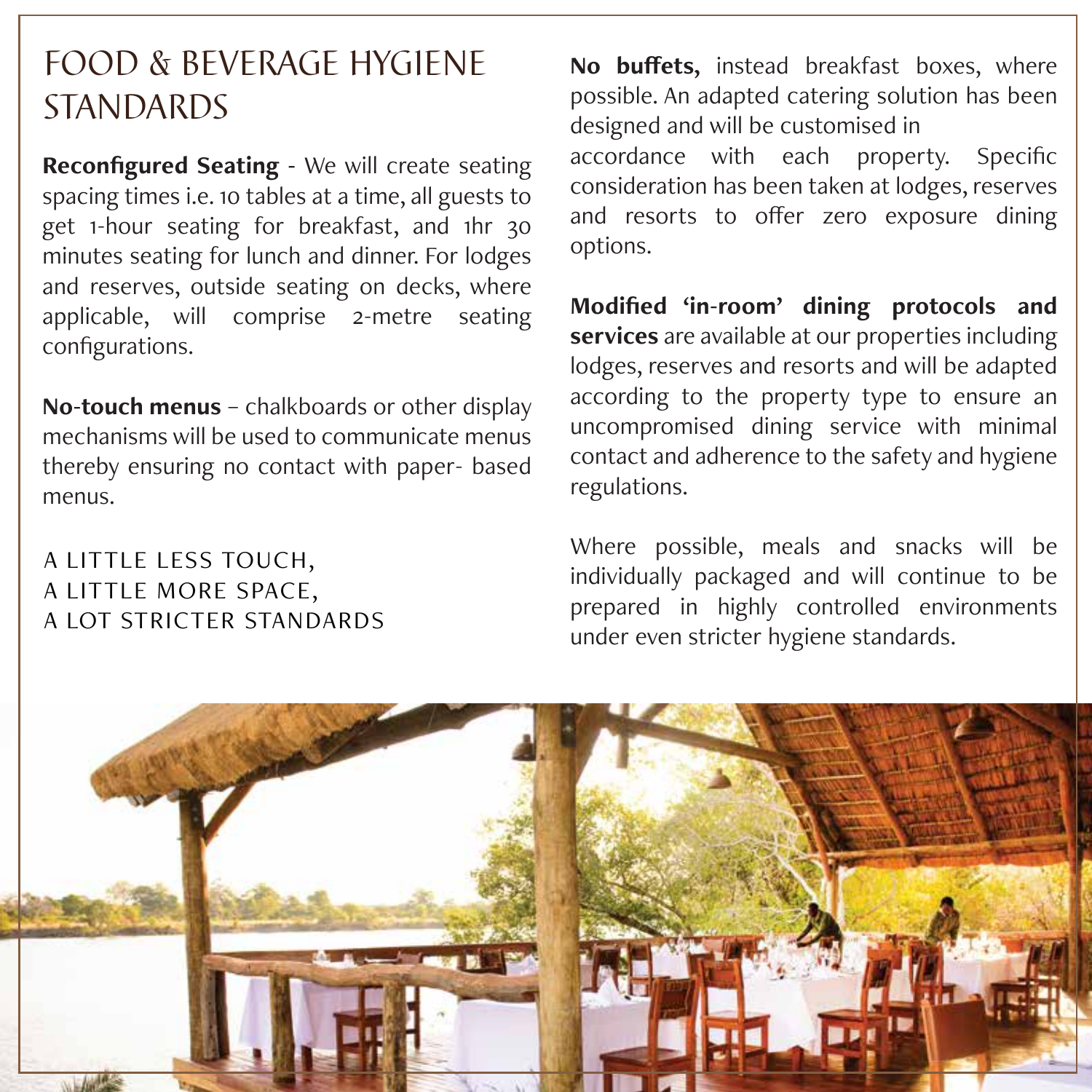# FOOD & BEVERAGE HYGIENE STANDARDS

**Reconfigured Seating** - We will create seating spacing times i.e. 10 tables at a time, all guests to get 1-hour seating for breakfast, and 1hr 30 minutes seating for lunch and dinner. For lodges and reserves, outside seating on decks, where applicable, will comprise 2-metre seating configurations.

**No-touch menus** – chalkboards or other display mechanisms will be used to communicate menus thereby ensuring no contact with paper- based menus.

A LITTLE LESS TOUCH,
A LITTLE MORE SPACE,
A LOT STRICTER STANDARDS

**No buffets,** instead breakfast boxes, where possible. An adapted catering solution has been designed and will be customised in accordance with each property. Specific consideration has been taken at lodges, reserves and resorts to offer zero exposure dining options.

**Modified 'in-room' dining protocols and services** are available at our properties including lodges, reserves and resorts and will be adapted according to the property type to ensure an uncompromised dining service with minimal contact and adherence to the safety and hygiene regulations.

Where possible, meals and snacks will be individually packaged and will continue to be prepared in highly controlled environments under even stricter hygiene standards.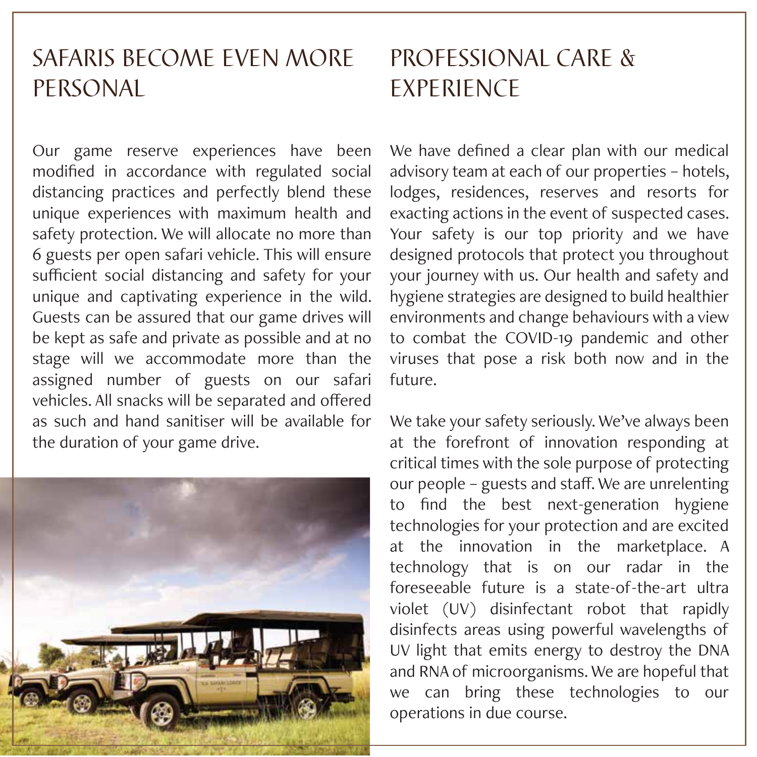## SAFARIS BECOME EVEN MORE PERSONAL

Our game reserve experiences have been modified in accordance with regulated social distancing practices and perfectly blend these unique experiences with maximum health and safety protection. We will allocate no more than 6 guests per open safari vehicle. This will ensure sufficient social distancing and safety for your unique and captivating experience in the wild. Guests can be assured that our game drives will be kept as safe and private as possible and at no stage will we accommodate more than the assigned number of guests on our safari vehicles. All snacks will be separated and offered as such and hand sanitiser will be available for the duration of your game drive.

## PROFESSIONAL CARE & EXPERIENCE

We have defined a clear plan with our medical advisory team at each of our properties – hotels, lodges, residences, reserves and resorts for exacting actions in the event of suspected cases. Your safety is our top priority and we have designed protocols that protect you throughout your journey with us. Our health and safety and hygiene strategies are designed to build healthier environments and change behaviours with a view to combat the COVID-19 pandemic and other viruses that pose a risk both now and in the future.

We take your safety seriously. We've always been at the forefront of innovation responding at critical times with the sole purpose of protecting our people – guests and staff. We are unrelenting to find the best next-generation hygiene technologies for your protection and are excited at the innovation in the marketplace. A technology that is on our radar in the foreseeable future is a state-of-the-art ultra violet (UV) disinfectant robot that rapidly disinfects areas using powerful wavelengths of UV light that emits energy to destroy the DNA and RNA of microorganisms. We are hopeful that we can bring these technologies to our operations in due course.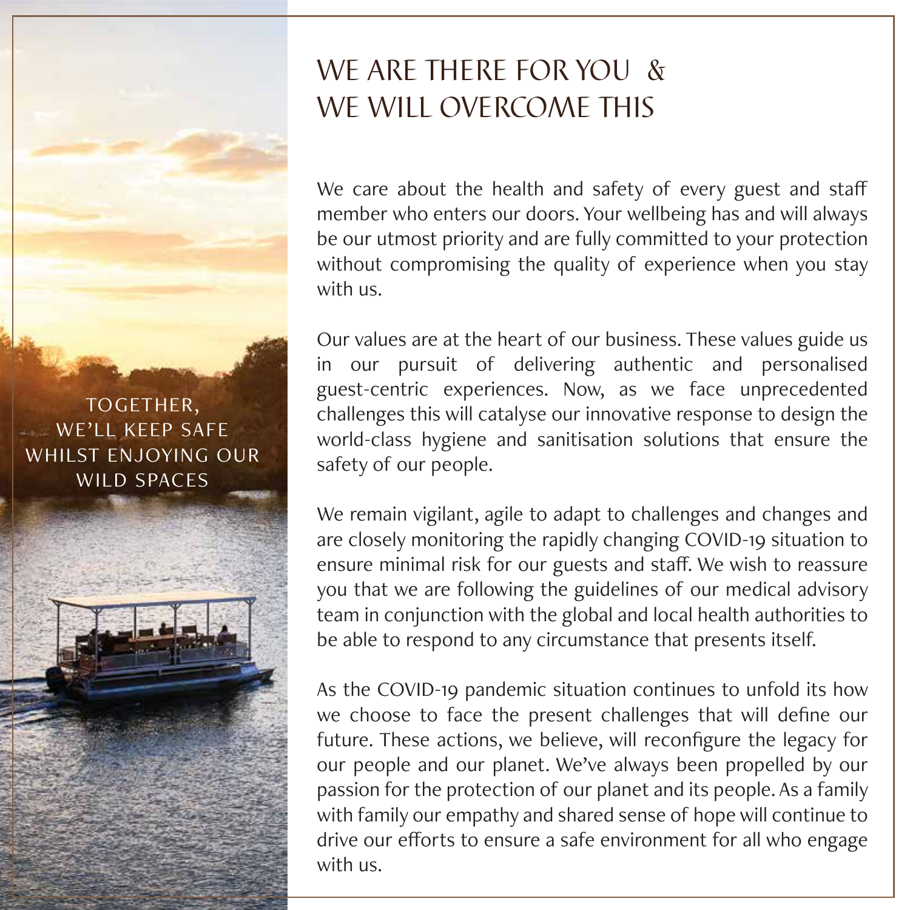TOGETHER, WE'LL KEEP SAFE WHILST ENJOYING OUR WILD SPACES

# WE ARE THERE FOR YOU & WE WILL OVERCOME THIS

We care about the health and safety of every guest and staff member who enters our doors. Your wellbeing has and will always be our utmost priority and are fully committed to your protection without compromising the quality of experience when you stay with us.

Our values are at the heart of our business. These values guide us in our pursuit of delivering authentic and personalised guest-centric experiences. Now, as we face unprecedented challenges this will catalyse our innovative response to design the world-class hygiene and sanitisation solutions that ensure the safety of our people.

We remain vigilant, agile to adapt to challenges and changes and are closely monitoring the rapidly changing COVID-19 situation to ensure minimal risk for our guests and staff. We wish to reassure you that we are following the guidelines of our medical advisory team in conjunction with the global and local health authorities to be able to respond to any circumstance that presents itself.

As the COVID-19 pandemic situation continues to unfold its how we choose to face the present challenges that will define our future. These actions, we believe, will reconfigure the legacy for our people and our planet. We've always been propelled by our passion for the protection of our planet and its people. As a family with family our empathy and shared sense of hope will continue to drive our efforts to ensure a safe environment for all who engage with us.